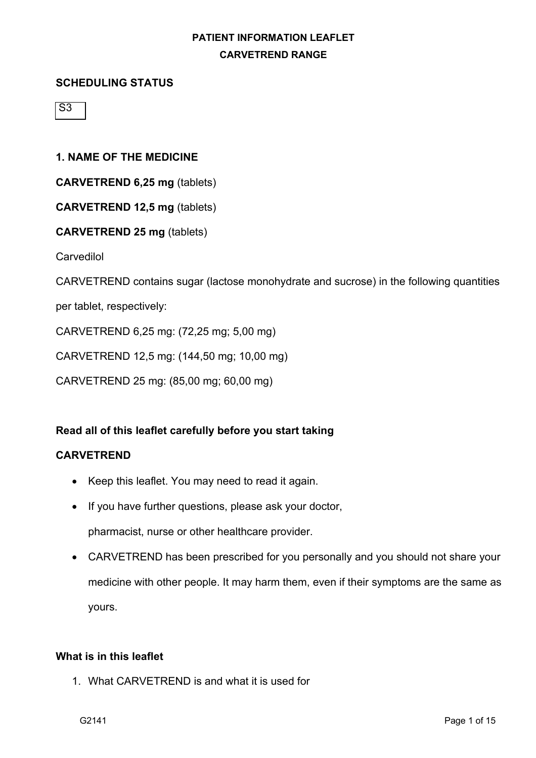# PATIENT INFORMATION LEAFLET

## CARVETREND RANGE

### SCHEDULING STATUS

S3

### 1. NAME OF THE MEDICINE

**CARVETREND 6,25 mg** (tablets)

**CARVETREND 12,5 mg** (tablets)

**CARVETREND 25 mg** (tablets)

Carvedilol

CARVETREND contains sugar (lactose monohydrate and sucrose) in the following quantities per tablet, respectively:

CARVETREND 6,25 mg: (72,25 mg; 5,00 mg)

CARVETREND 12,5 mg: (144,50 mg; 10,00 mg)

CARVETREND 25 mg: (85,00 mg; 60,00 mg)

**Read all of this leaflet carefully before you start taking CARVETREND**

- Keep this leaflet. You may need to read it again.
- If you have further questions, please ask your doctor, pharmacist, nurse or other healthcare provider.
- CARVETREND has been prescribed for you personally and you should not share your medicine with other people. It may harm them, even if their symptoms are the same as yours.

**What is in this leaflet**

1. What CARVETREND is and what it is used for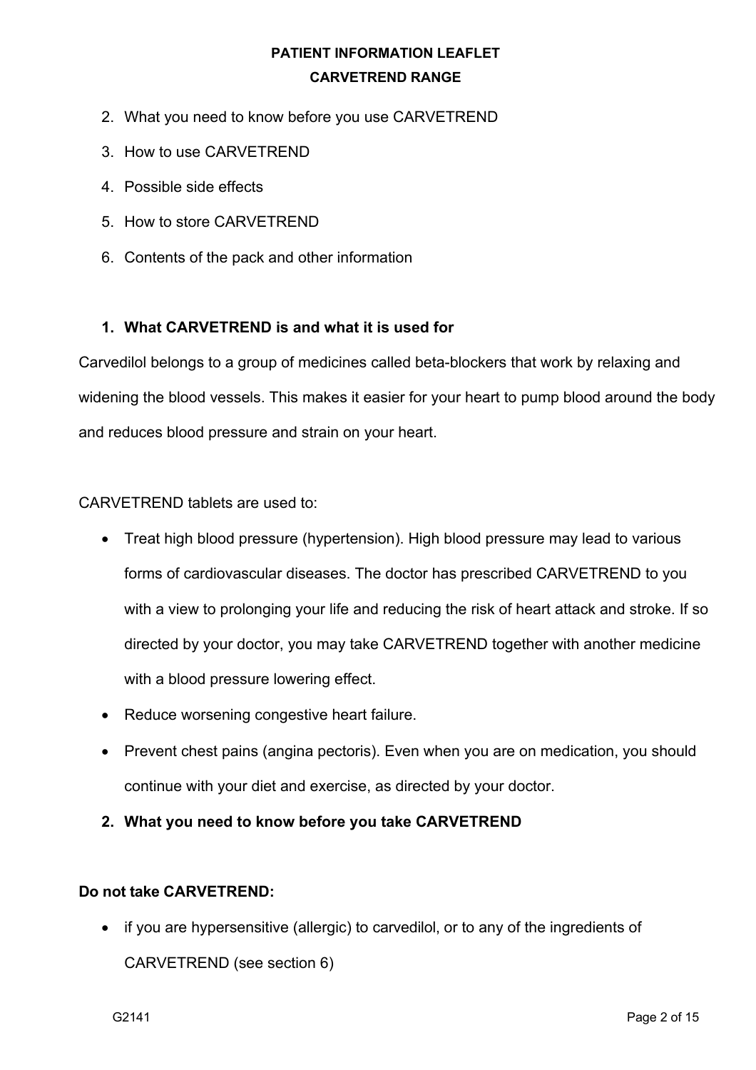2. What you need to know before you use CARVETREND
3. How to use CARVETREND
4. Possible side effects
5. How to store CARVETREND
6. Contents of the pack and other information

## 1. What CARVETREND is and what it is used for

Carvedilol belongs to a group of medicines called beta-blockers that work by relaxing and widening the blood vessels. This makes it easier for your heart to pump blood around the body and reduces blood pressure and strain on your heart.

CARVETREND tablets are used to:

- Treat high blood pressure (hypertension). High blood pressure may lead to various forms of cardiovascular diseases. The doctor has prescribed CARVETREND to you with a view to prolonging your life and reducing the risk of heart attack and stroke. If so directed by your doctor, you may take CARVETREND together with another medicine with a blood pressure lowering effect.
- Reduce worsening congestive heart failure.
- Prevent chest pains (angina pectoris). Even when you are on medication, you should continue with your diet and exercise, as directed by your doctor.

## 2. What you need to know before you take CARVETREND

**Do not take CARVETREND:**

- if you are hypersensitive (allergic) to carvedilol, or to any of the ingredients of CARVETREND (see section 6)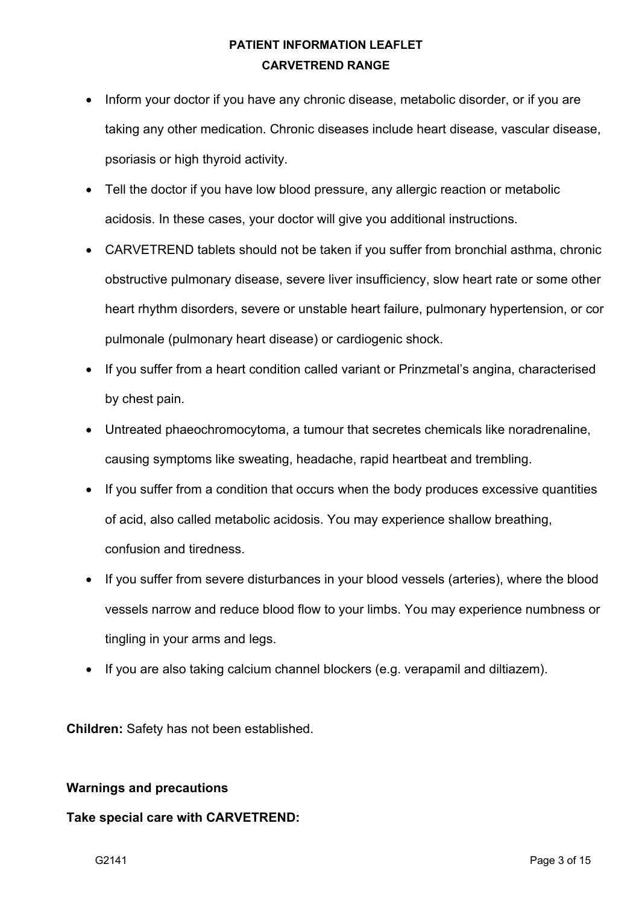- Inform your doctor if you have any chronic disease, metabolic disorder, or if you are taking any other medication. Chronic diseases include heart disease, vascular disease, psoriasis or high thyroid activity.
- Tell the doctor if you have low blood pressure, any allergic reaction or metabolic acidosis. In these cases, your doctor will give you additional instructions.
- CARVETREND tablets should not be taken if you suffer from bronchial asthma, chronic obstructive pulmonary disease, severe liver insufficiency, slow heart rate or some other heart rhythm disorders, severe or unstable heart failure, pulmonary hypertension, or cor pulmonale (pulmonary heart disease) or cardiogenic shock.
- If you suffer from a heart condition called variant or Prinzmetal's angina, characterised by chest pain.
- Untreated phaeochromocytoma, a tumour that secretes chemicals like noradrenaline, causing symptoms like sweating, headache, rapid heartbeat and trembling.
- If you suffer from a condition that occurs when the body produces excessive quantities of acid, also called metabolic acidosis. You may experience shallow breathing, confusion and tiredness.
- If you suffer from severe disturbances in your blood vessels (arteries), where the blood vessels narrow and reduce blood flow to your limbs. You may experience numbness or tingling in your arms and legs.
- If you are also taking calcium channel blockers (e.g. verapamil and diltiazem).

**Children:** Safety has not been established.

**Warnings and precautions**

**Take special care with CARVETREND:**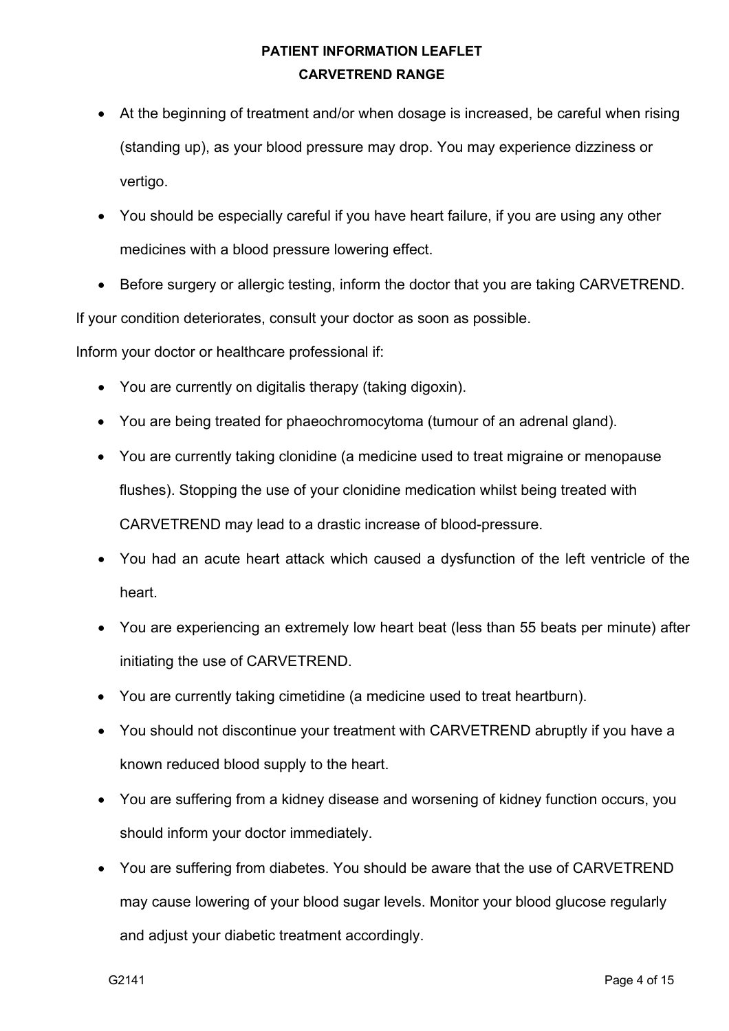- At the beginning of treatment and/or when dosage is increased, be careful when rising (standing up), as your blood pressure may drop. You may experience dizziness or vertigo.
- You should be especially careful if you have heart failure, if you are using any other medicines with a blood pressure lowering effect.
- Before surgery or allergic testing, inform the doctor that you are taking CARVETREND.

If your condition deteriorates, consult your doctor as soon as possible.

Inform your doctor or healthcare professional if:

- You are currently on digitalis therapy (taking digoxin).
- You are being treated for phaeochromocytoma (tumour of an adrenal gland).
- You are currently taking clonidine (a medicine used to treat migraine or menopause flushes). Stopping the use of your clonidine medication whilst being treated with CARVETREND may lead to a drastic increase of blood-pressure.
- You had an acute heart attack which caused a dysfunction of the left ventricle of the heart.
- You are experiencing an extremely low heart beat (less than 55 beats per minute) after initiating the use of CARVETREND.
- You are currently taking cimetidine (a medicine used to treat heartburn).
- You should not discontinue your treatment with CARVETREND abruptly if you have a known reduced blood supply to the heart.
- You are suffering from a kidney disease and worsening of kidney function occurs, you should inform your doctor immediately.
- You are suffering from diabetes. You should be aware that the use of CARVETREND may cause lowering of your blood sugar levels. Monitor your blood glucose regularly and adjust your diabetic treatment accordingly.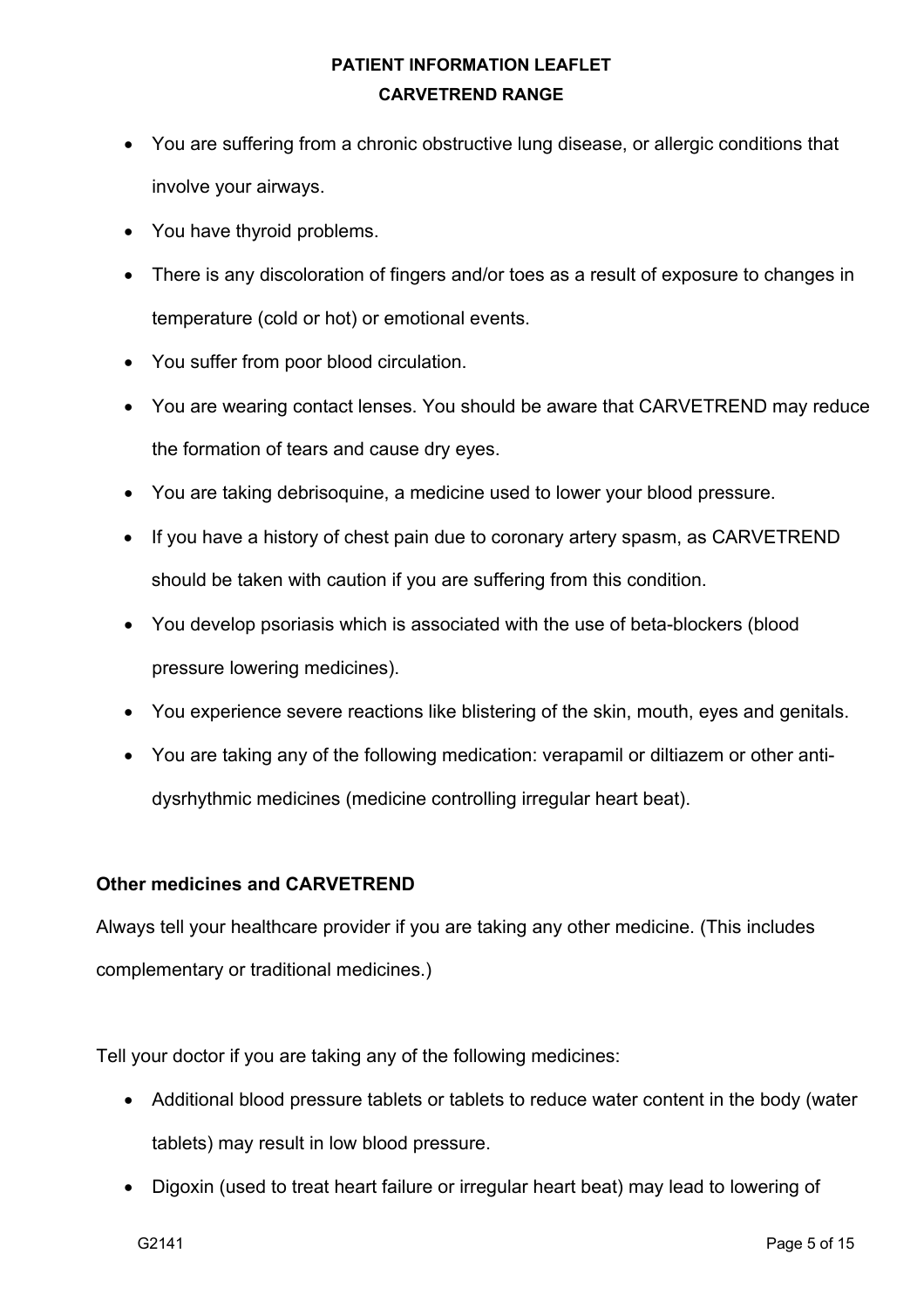- You are suffering from a chronic obstructive lung disease, or allergic conditions that involve your airways.
- You have thyroid problems.
- There is any discoloration of fingers and/or toes as a result of exposure to changes in temperature (cold or hot) or emotional events.
- You suffer from poor blood circulation.
- You are wearing contact lenses. You should be aware that CARVETREND may reduce the formation of tears and cause dry eyes.
- You are taking debrisoquine, a medicine used to lower your blood pressure.
- If you have a history of chest pain due to coronary artery spasm, as CARVETREND should be taken with caution if you are suffering from this condition.
- You develop psoriasis which is associated with the use of beta-blockers (blood pressure lowering medicines).
- You experience severe reactions like blistering of the skin, mouth, eyes and genitals.
- You are taking any of the following medication: verapamil or diltiazem or other anti-dysrhythmic medicines (medicine controlling irregular heart beat).

**Other medicines and CARVETREND**

Always tell your healthcare provider if you are taking any other medicine. (This includes complementary or traditional medicines.)

Tell your doctor if you are taking any of the following medicines:

- Additional blood pressure tablets or tablets to reduce water content in the body (water tablets) may result in low blood pressure.
- Digoxin (used to treat heart failure or irregular heart beat) may lead to lowering of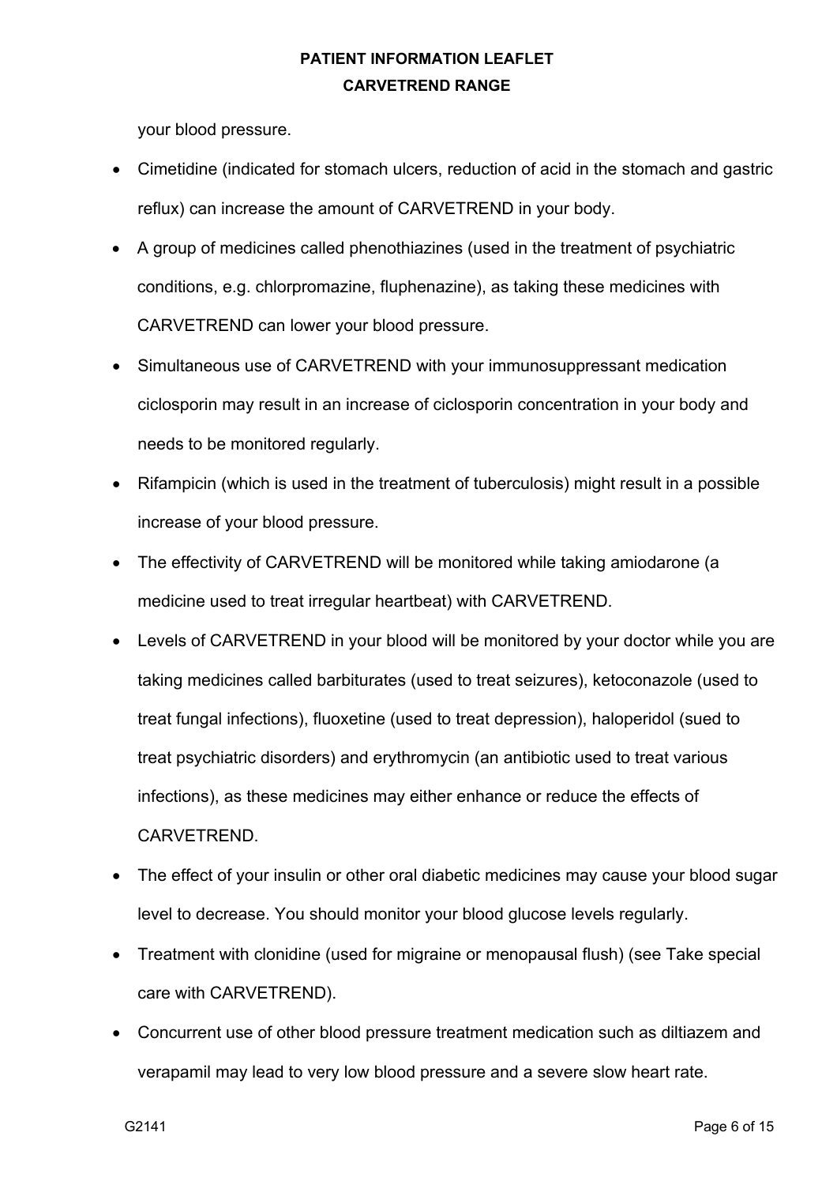your blood pressure.

- Cimetidine (indicated for stomach ulcers, reduction of acid in the stomach and gastric reflux) can increase the amount of CARVETREND in your body.
- A group of medicines called phenothiazines (used in the treatment of psychiatric conditions, e.g. chlorpromazine, fluphenazine), as taking these medicines with CARVETREND can lower your blood pressure.
- Simultaneous use of CARVETREND with your immunosuppressant medication ciclosporin may result in an increase of ciclosporin concentration in your body and needs to be monitored regularly.
- Rifampicin (which is used in the treatment of tuberculosis) might result in a possible increase of your blood pressure.
- The effectivity of CARVETREND will be monitored while taking amiodarone (a medicine used to treat irregular heartbeat) with CARVETREND.
- Levels of CARVETREND in your blood will be monitored by your doctor while you are taking medicines called barbiturates (used to treat seizures), ketoconazole (used to treat fungal infections), fluoxetine (used to treat depression), haloperidol (sued to treat psychiatric disorders) and erythromycin (an antibiotic used to treat various infections), as these medicines may either enhance or reduce the effects of CARVETREND.
- The effect of your insulin or other oral diabetic medicines may cause your blood sugar level to decrease. You should monitor your blood glucose levels regularly.
- Treatment with clonidine (used for migraine or menopausal flush) (see Take special care with CARVETREND).
- Concurrent use of other blood pressure treatment medication such as diltiazem and verapamil may lead to very low blood pressure and a severe slow heart rate.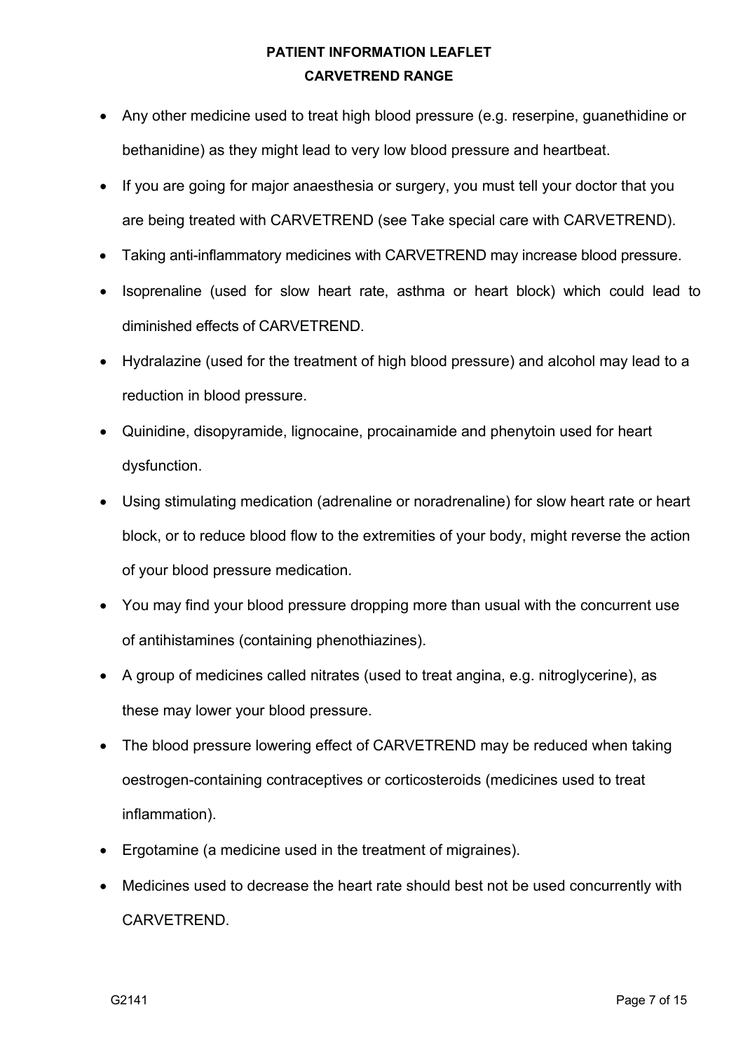- Any other medicine used to treat high blood pressure (e.g. reserpine, guanethidine or bethanidine) as they might lead to very low blood pressure and heartbeat.
- If you are going for major anaesthesia or surgery, you must tell your doctor that you are being treated with CARVETREND (see Take special care with CARVETREND).
- Taking anti-inflammatory medicines with CARVETREND may increase blood pressure.
- Isoprenaline (used for slow heart rate, asthma or heart block) which could lead to diminished effects of CARVETREND.
- Hydralazine (used for the treatment of high blood pressure) and alcohol may lead to a reduction in blood pressure.
- Quinidine, disopyramide, lignocaine, procainamide and phenytoin used for heart dysfunction.
- Using stimulating medication (adrenaline or noradrenaline) for slow heart rate or heart block, or to reduce blood flow to the extremities of your body, might reverse the action of your blood pressure medication.
- You may find your blood pressure dropping more than usual with the concurrent use of antihistamines (containing phenothiazines).
- A group of medicines called nitrates (used to treat angina, e.g. nitroglycerine), as these may lower your blood pressure.
- The blood pressure lowering effect of CARVETREND may be reduced when taking oestrogen-containing contraceptives or corticosteroids (medicines used to treat inflammation).
- Ergotamine (a medicine used in the treatment of migraines).
- Medicines used to decrease the heart rate should best not be used concurrently with CARVETREND.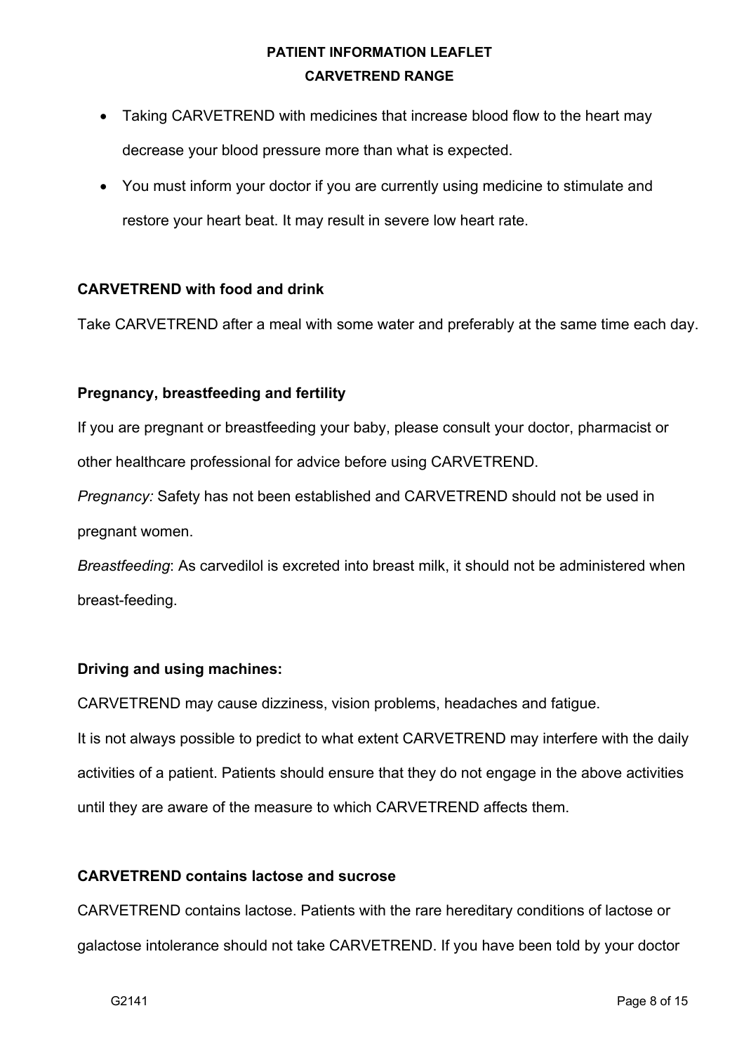- Taking CARVETREND with medicines that increase blood flow to the heart may decrease your blood pressure more than what is expected.
- You must inform your doctor if you are currently using medicine to stimulate and restore your heart beat. It may result in severe low heart rate.

**CARVETREND with food and drink**

Take CARVETREND after a meal with some water and preferably at the same time each day.

**Pregnancy, breastfeeding and fertility**

If you are pregnant or breastfeeding your baby, please consult your doctor, pharmacist or other healthcare professional for advice before using CARVETREND.

*Pregnancy:* Safety has not been established and CARVETREND should not be used in pregnant women.

*Breastfeeding*: As carvedilol is excreted into breast milk, it should not be administered when breast-feeding.

**Driving and using machines:**

CARVETREND may cause dizziness, vision problems, headaches and fatigue.

It is not always possible to predict to what extent CARVETREND may interfere with the daily activities of a patient. Patients should ensure that they do not engage in the above activities until they are aware of the measure to which CARVETREND affects them.

**CARVETREND contains lactose and sucrose**

CARVETREND contains lactose. Patients with the rare hereditary conditions of lactose or galactose intolerance should not take CARVETREND. If you have been told by your doctor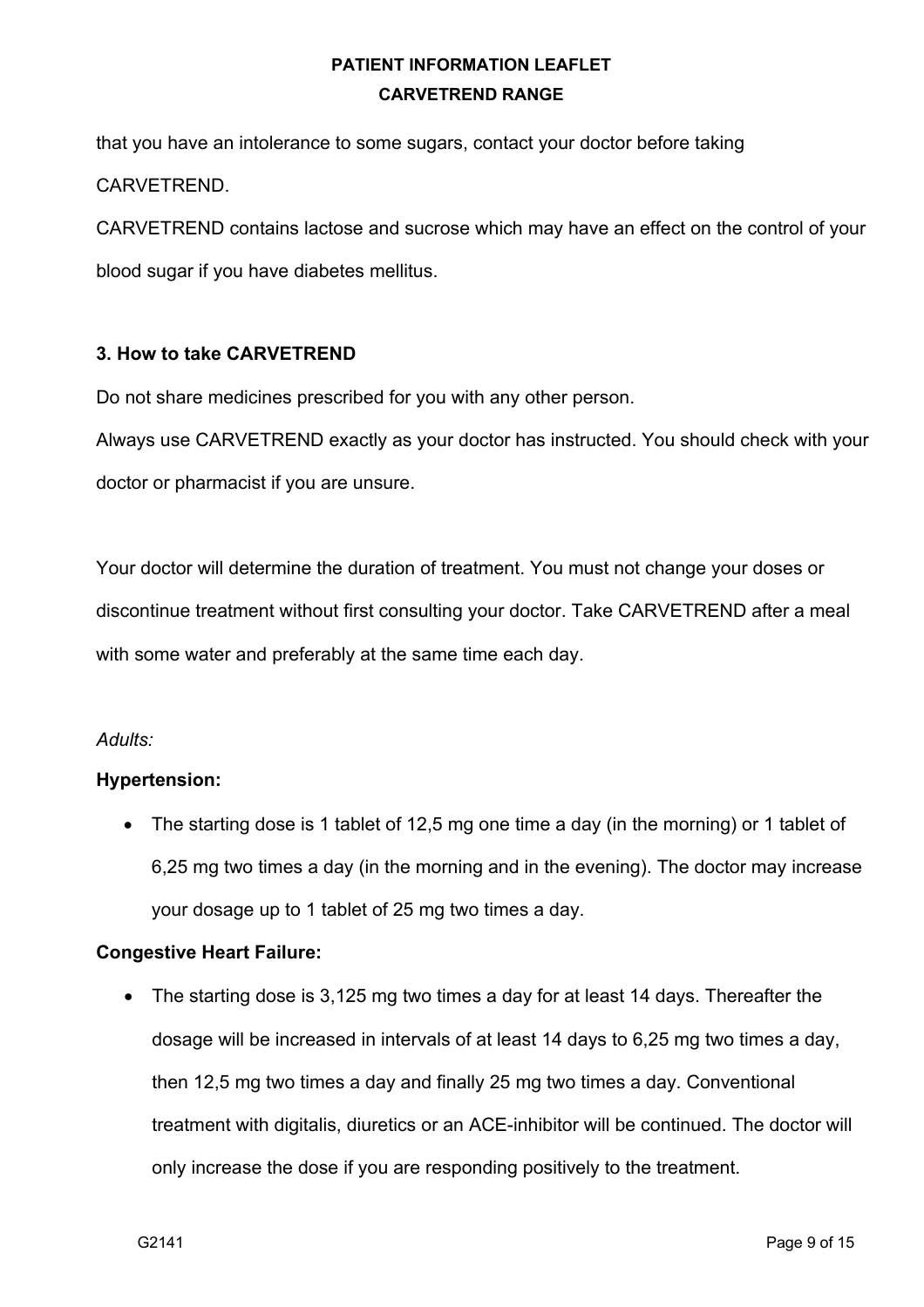that you have an intolerance to some sugars, contact your doctor before taking CARVETREND.

CARVETREND contains lactose and sucrose which may have an effect on the control of your blood sugar if you have diabetes mellitus.

## 3. How to take CARVETREND

Do not share medicines prescribed for you with any other person.

Always use CARVETREND exactly as your doctor has instructed. You should check with your doctor or pharmacist if you are unsure.

Your doctor will determine the duration of treatment. You must not change your doses or discontinue treatment without first consulting your doctor. Take CARVETREND after a meal with some water and preferably at the same time each day.

*Adults:*

**Hypertension:**

- The starting dose is 1 tablet of 12,5 mg one time a day (in the morning) or 1 tablet of 6,25 mg two times a day (in the morning and in the evening). The doctor may increase your dosage up to 1 tablet of 25 mg two times a day.

**Congestive Heart Failure:**

- The starting dose is 3,125 mg two times a day for at least 14 days. Thereafter the dosage will be increased in intervals of at least 14 days to 6,25 mg two times a day, then 12,5 mg two times a day and finally 25 mg two times a day. Conventional treatment with digitalis, diuretics or an ACE-inhibitor will be continued. The doctor will only increase the dose if you are responding positively to the treatment.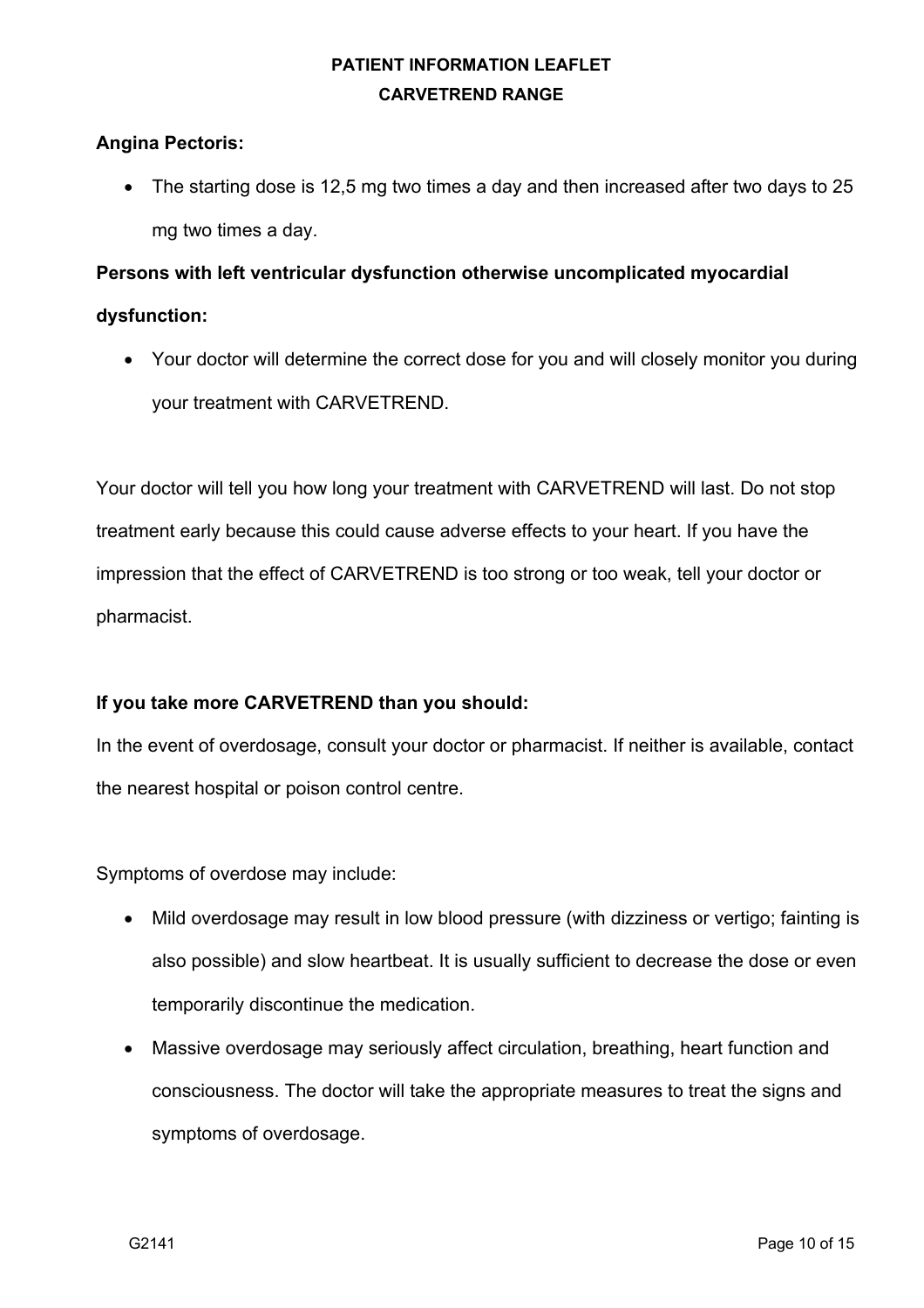**Angina Pectoris:**

- The starting dose is 12,5 mg two times a day and then increased after two days to 25 mg two times a day.

**Persons with left ventricular dysfunction otherwise uncomplicated myocardial dysfunction:**

- Your doctor will determine the correct dose for you and will closely monitor you during your treatment with CARVETREND.

Your doctor will tell you how long your treatment with CARVETREND will last. Do not stop treatment early because this could cause adverse effects to your heart. If you have the impression that the effect of CARVETREND is too strong or too weak, tell your doctor or pharmacist.

**If you take more CARVETREND than you should:**

In the event of overdosage, consult your doctor or pharmacist. If neither is available, contact the nearest hospital or poison control centre.

Symptoms of overdose may include:

- Mild overdosage may result in low blood pressure (with dizziness or vertigo; fainting is also possible) and slow heartbeat. It is usually sufficient to decrease the dose or even temporarily discontinue the medication.
- Massive overdosage may seriously affect circulation, breathing, heart function and consciousness. The doctor will take the appropriate measures to treat the signs and symptoms of overdosage.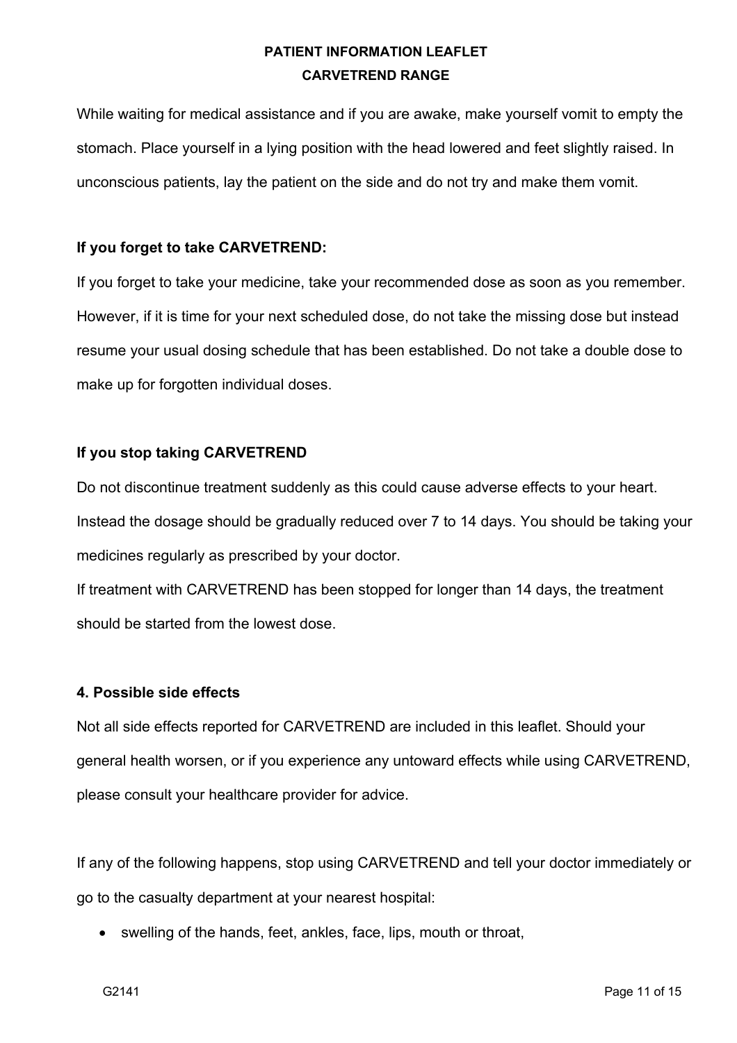While waiting for medical assistance and if you are awake, make yourself vomit to empty the stomach. Place yourself in a lying position with the head lowered and feet slightly raised. In unconscious patients, lay the patient on the side and do not try and make them vomit.

**If you forget to take CARVETREND:**

If you forget to take your medicine, take your recommended dose as soon as you remember. However, if it is time for your next scheduled dose, do not take the missing dose but instead resume your usual dosing schedule that has been established. Do not take a double dose to make up for forgotten individual doses.

**If you stop taking CARVETREND**

Do not discontinue treatment suddenly as this could cause adverse effects to your heart. Instead the dosage should be gradually reduced over 7 to 14 days. You should be taking your medicines regularly as prescribed by your doctor.

If treatment with CARVETREND has been stopped for longer than 14 days, the treatment should be started from the lowest dose.

## 4. Possible side effects

Not all side effects reported for CARVETREND are included in this leaflet. Should your general health worsen, or if you experience any untoward effects while using CARVETREND, please consult your healthcare provider for advice.

If any of the following happens, stop using CARVETREND and tell your doctor immediately or go to the casualty department at your nearest hospital:

- swelling of the hands, feet, ankles, face, lips, mouth or throat,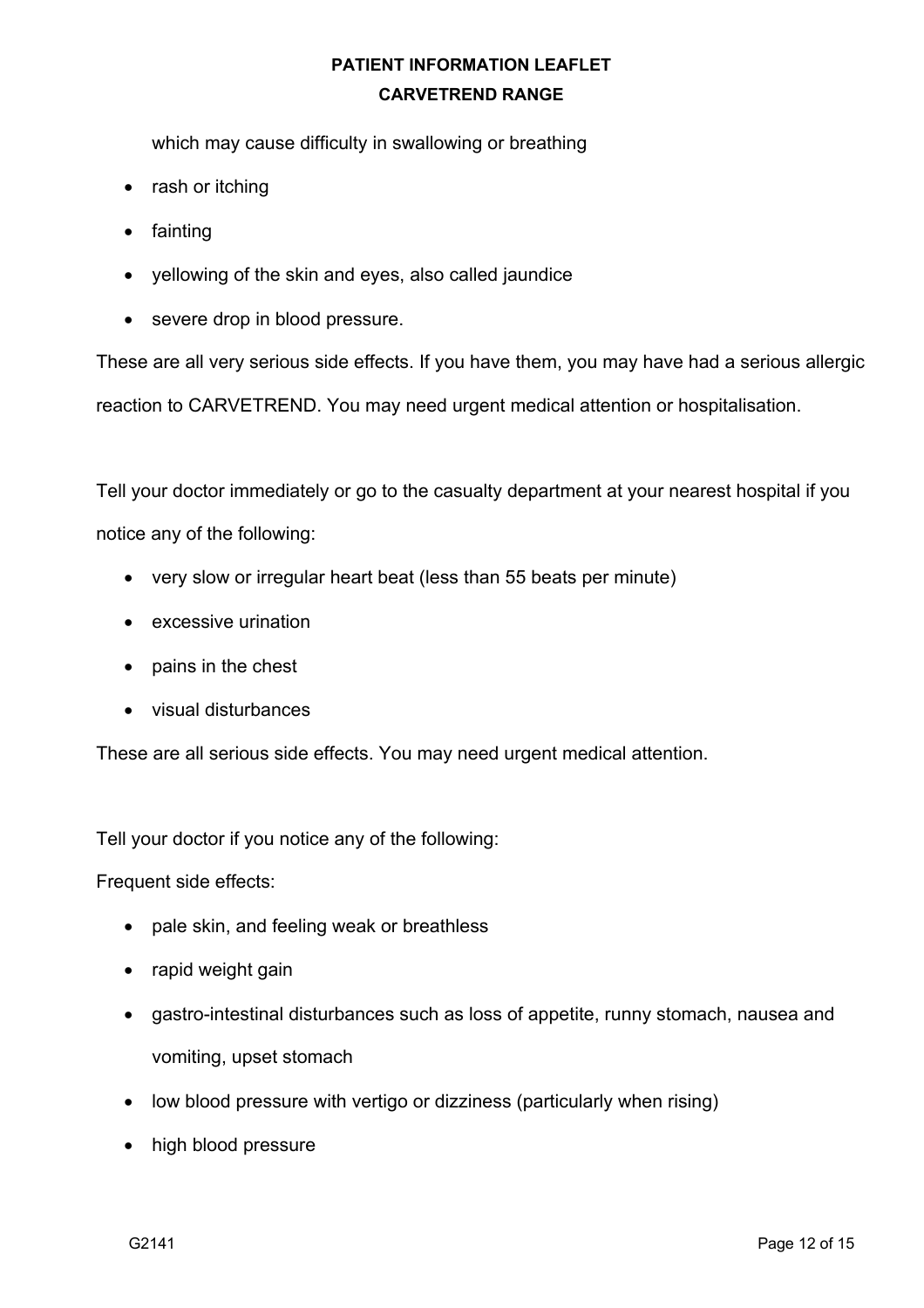which may cause difficulty in swallowing or breathing

- rash or itching
- fainting
- yellowing of the skin and eyes, also called jaundice
- severe drop in blood pressure.

These are all very serious side effects. If you have them, you may have had a serious allergic reaction to CARVETREND. You may need urgent medical attention or hospitalisation.

Tell your doctor immediately or go to the casualty department at your nearest hospital if you notice any of the following:

- very slow or irregular heart beat (less than 55 beats per minute)
- excessive urination
- pains in the chest
- visual disturbances

These are all serious side effects. You may need urgent medical attention.

Tell your doctor if you notice any of the following:

Frequent side effects:

- pale skin, and feeling weak or breathless
- rapid weight gain
- gastro-intestinal disturbances such as loss of appetite, runny stomach, nausea and vomiting, upset stomach
- low blood pressure with vertigo or dizziness (particularly when rising)
- high blood pressure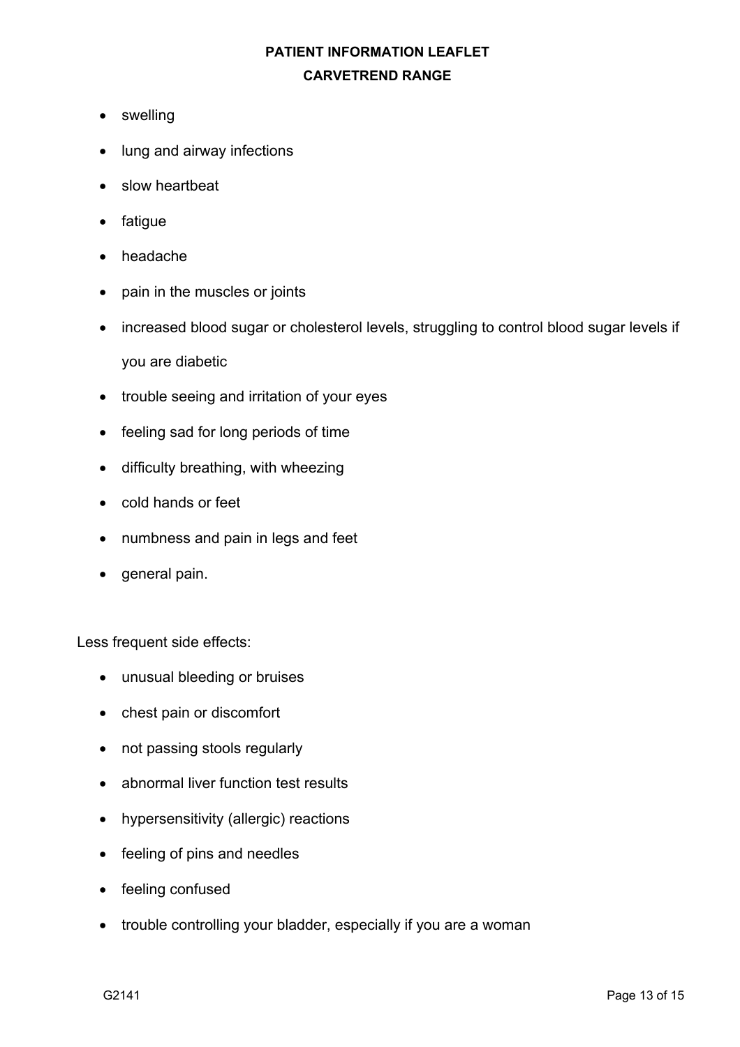- swelling
- lung and airway infections
- slow heartbeat
- fatigue
- headache
- pain in the muscles or joints
- increased blood sugar or cholesterol levels, struggling to control blood sugar levels if you are diabetic
- trouble seeing and irritation of your eyes
- feeling sad for long periods of time
- difficulty breathing, with wheezing
- cold hands or feet
- numbness and pain in legs and feet
- general pain.

Less frequent side effects:

- unusual bleeding or bruises
- chest pain or discomfort
- not passing stools regularly
- abnormal liver function test results
- hypersensitivity (allergic) reactions
- feeling of pins and needles
- feeling confused
- trouble controlling your bladder, especially if you are a woman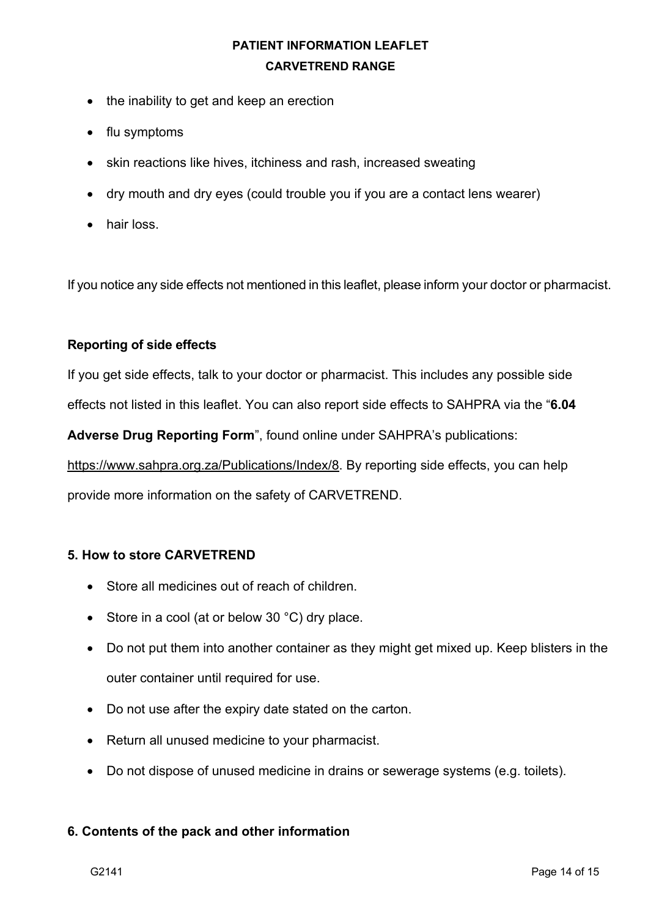- the inability to get and keep an erection
- flu symptoms
- skin reactions like hives, itchiness and rash, increased sweating
- dry mouth and dry eyes (could trouble you if you are a contact lens wearer)
- hair loss.

If you notice any side effects not mentioned in this leaflet, please inform your doctor or pharmacist.

**Reporting of side effects**

If you get side effects, talk to your doctor or pharmacist. This includes any possible side effects not listed in this leaflet. You can also report side effects to SAHPRA via the "**6.04 Adverse Drug Reporting Form**", found online under SAHPRA's publications: https://www.sahpra.org.za/Publications/Index/8. By reporting side effects, you can help provide more information on the safety of CARVETREND.

## 5. How to store CARVETREND

- Store all medicines out of reach of children.
- Store in a cool (at or below 30 °C) dry place.
- Do not put them into another container as they might get mixed up. Keep blisters in the outer container until required for use.
- Do not use after the expiry date stated on the carton.
- Return all unused medicine to your pharmacist.
- Do not dispose of unused medicine in drains or sewerage systems (e.g. toilets).

## 6. Contents of the pack and other information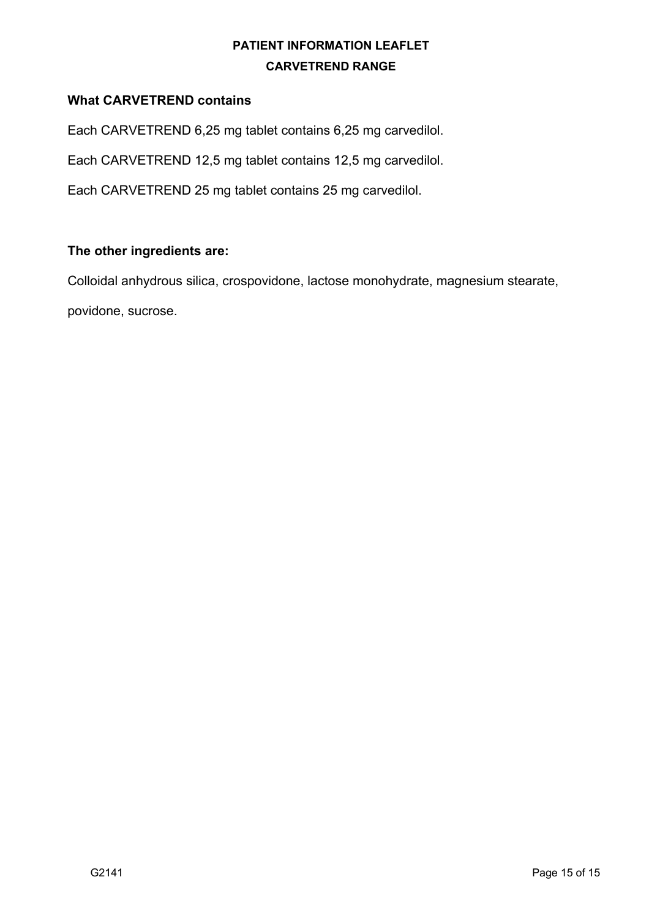## What CARVETREND contains

Each CARVETREND 6,25 mg tablet contains 6,25 mg carvedilol.

Each CARVETREND 12,5 mg tablet contains 12,5 mg carvedilol.

Each CARVETREND 25 mg tablet contains 25 mg carvedilol.

## The other ingredients are:

Colloidal anhydrous silica, crospovidone, lactose monohydrate, magnesium stearate, povidone, sucrose.